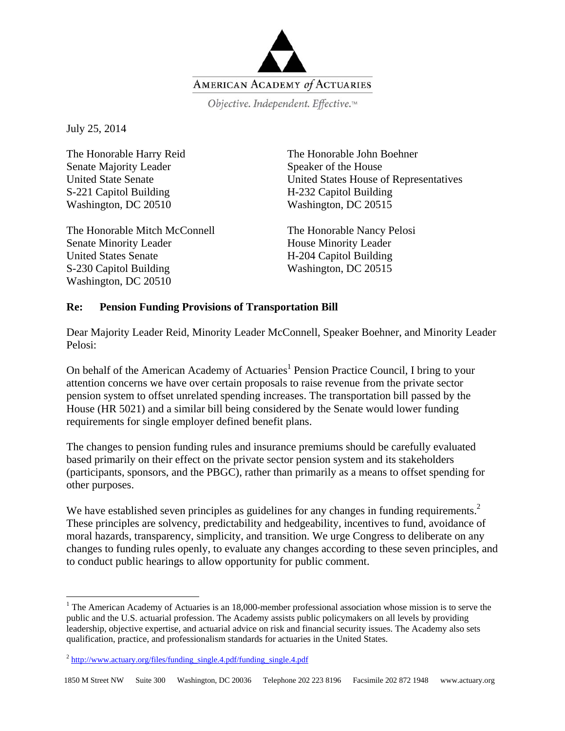AMERICAN ACADEMY *of* ACTUARIES

*Objective. Independent. Effective.*™

July 25, 2014

The Honorable Harry Reid
Senate Majority Leader
United State Senate
S-221 Capitol Building
Washington, DC 20510

The Honorable John Boehner
Speaker of the House
United States House of Representatives
H-232 Capitol Building
Washington, DC 20515

The Honorable Mitch McConnell
Senate Minority Leader
United States Senate
S-230 Capitol Building
Washington, DC 20510

The Honorable Nancy Pelosi
House Minority Leader
H-204 Capitol Building
Washington, DC 20515

**Re: Pension Funding Provisions of Transportation Bill**

Dear Majority Leader Reid, Minority Leader McConnell, Speaker Boehner, and Minority Leader Pelosi:

On behalf of the American Academy of Actuaries[1] Pension Practice Council, I bring to your attention concerns we have over certain proposals to raise revenue from the private sector pension system to offset unrelated spending increases. The transportation bill passed by the House (HR 5021) and a similar bill being considered by the Senate would lower funding requirements for single employer defined benefit plans.

The changes to pension funding rules and insurance premiums should be carefully evaluated based primarily on their effect on the private sector pension system and its stakeholders (participants, sponsors, and the PBGC), rather than primarily as a means to offset spending for other purposes.

We have established seven principles as guidelines for any changes in funding requirements.[2] These principles are solvency, predictability and hedgeability, incentives to fund, avoidance of moral hazards, transparency, simplicity, and transition. We urge Congress to deliberate on any changes to funding rules openly, to evaluate any changes according to these seven principles, and to conduct public hearings to allow opportunity for public comment.

---

[1] The American Academy of Actuaries is an 18,000-member professional association whose mission is to serve the public and the U.S. actuarial profession. The Academy assists public policymakers on all levels by providing leadership, objective expertise, and actuarial advice on risk and financial security issues. The Academy also sets qualification, practice, and professionalism standards for actuaries in the United States.

[2] http://www.actuary.org/files/funding_single.4.pdf/funding_single.4.pdf

1850 M Street NW Suite 300 Washington, DC 20036 Telephone 202 223 8196 Facsimile 202 872 1948 www.actuary.org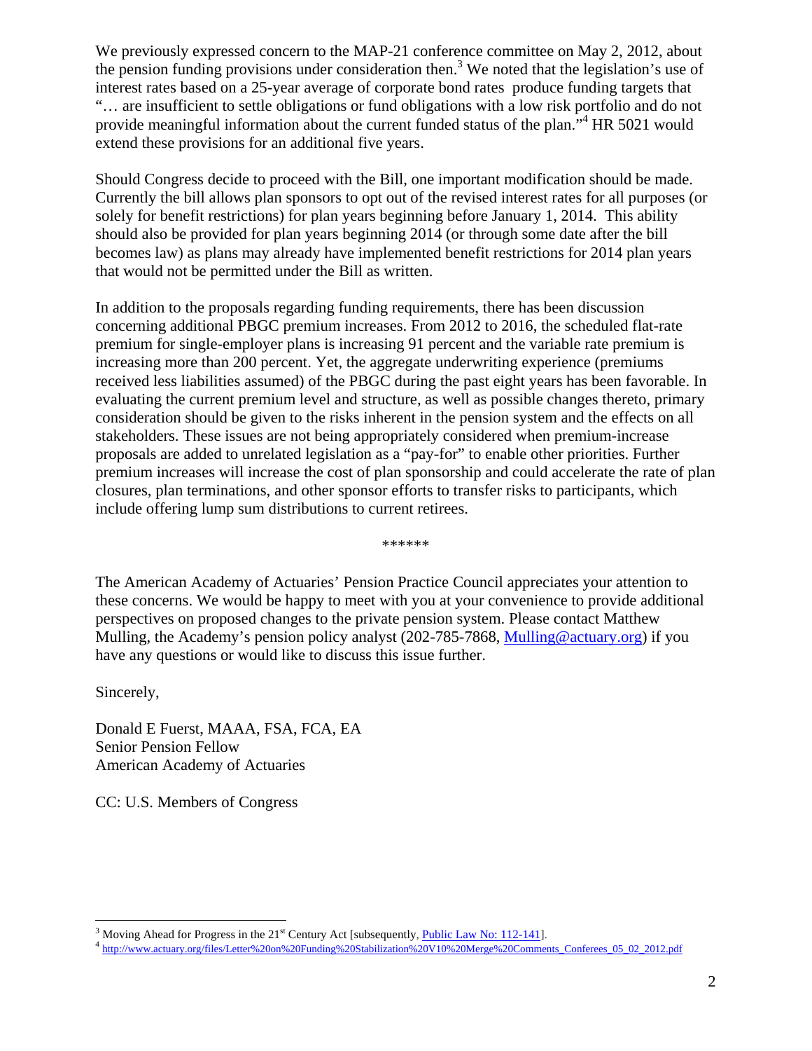We previously expressed concern to the MAP-21 conference committee on May 2, 2012, about the pension funding provisions under consideration then.[3] We noted that the legislation's use of interest rates based on a 25-year average of corporate bond rates produce funding targets that "… are insufficient to settle obligations or fund obligations with a low risk portfolio and do not provide meaningful information about the current funded status of the plan."[4] HR 5021 would extend these provisions for an additional five years.

Should Congress decide to proceed with the Bill, one important modification should be made. Currently the bill allows plan sponsors to opt out of the revised interest rates for all purposes (or solely for benefit restrictions) for plan years beginning before January 1, 2014. This ability should also be provided for plan years beginning 2014 (or through some date after the bill becomes law) as plans may already have implemented benefit restrictions for 2014 plan years that would not be permitted under the Bill as written.

In addition to the proposals regarding funding requirements, there has been discussion concerning additional PBGC premium increases. From 2012 to 2016, the scheduled flat-rate premium for single-employer plans is increasing 91 percent and the variable rate premium is increasing more than 200 percent. Yet, the aggregate underwriting experience (premiums received less liabilities assumed) of the PBGC during the past eight years has been favorable. In evaluating the current premium level and structure, as well as possible changes thereto, primary consideration should be given to the risks inherent in the pension system and the effects on all stakeholders. These issues are not being appropriately considered when premium-increase proposals are added to unrelated legislation as a "pay-for" to enable other priorities. Further premium increases will increase the cost of plan sponsorship and could accelerate the rate of plan closures, plan terminations, and other sponsor efforts to transfer risks to participants, which include offering lump sum distributions to current retirees.

******

The American Academy of Actuaries' Pension Practice Council appreciates your attention to these concerns. We would be happy to meet with you at your convenience to provide additional perspectives on proposed changes to the private pension system. Please contact Matthew Mulling, the Academy's pension policy analyst (202-785-7868, Mulling@actuary.org) if you have any questions or would like to discuss this issue further.

Sincerely,

Donald E Fuerst, MAAA, FSA, FCA, EA
Senior Pension Fellow
American Academy of Actuaries

CC: U.S. Members of Congress

---

[3] Moving Ahead for Progress in the 21st Century Act [subsequently, Public Law No: 112-141].

[4] http://www.actuary.org/files/Letter%20on%20Funding%20Stabilization%20V10%20Merge%20Comments_Conferees_05_02_2012.pdf